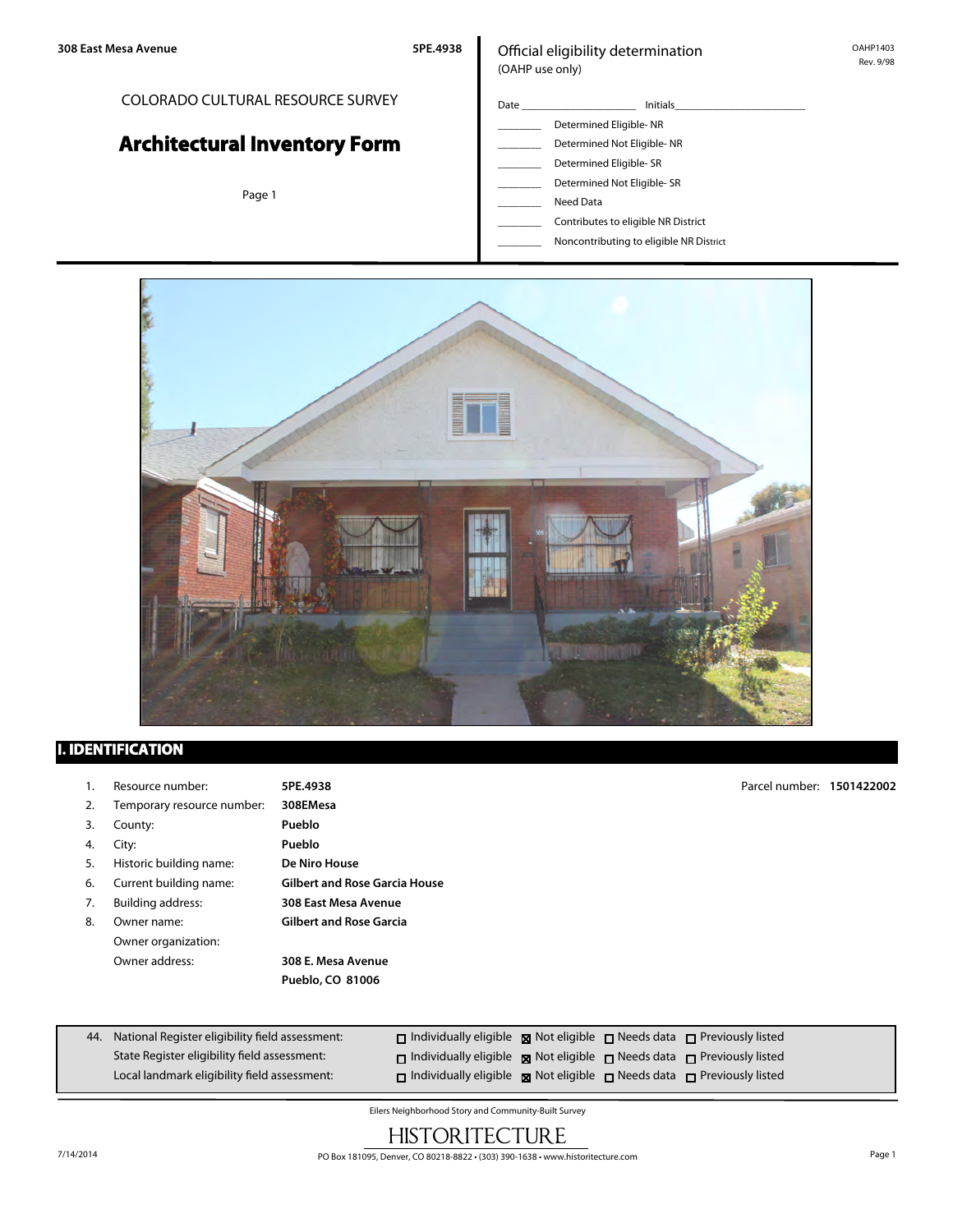308 East Mesa Avenue 5PE.4938

COLORADO CULTURAL RESOURCE SURVEY

# Architectural Inventory Form

Official eligibility determination
(OAHP use only)

OAHP1403
Rev. 9/98

Date ____________________ Initials______________________

_______ Determined Eligible- NR
_______ Determined Not Eligible- NR
_______ Determined Eligible- SR
_______ Determined Not Eligible- SR
_______ Need Data
_______ Contributes to eligible NR District
_______ Noncontributing to eligible NR District

## I. IDENTIFICATION

1. Resource number: **5PE.4938** Parcel number: **1501422002**
2. Temporary resource number: **308EMesa**
3. County: **Pueblo**
4. City: **Pueblo**
5. Historic building name: **De Niro House**
6. Current building name: **Gilbert and Rose Garcia House**
7. Building address: **308 East Mesa Avenue**
8. Owner name: **Gilbert and Rose Garcia**
   Owner organization:
   Owner address: **308 E. Mesa Avenue**
   **Pueblo, CO 81006**

| 44. | | | | | |
|---|---|---|---|---|---|
| National Register eligibility field assessment: | ☐ Individually eligible | ☒ Not eligible | ☐ Needs data | ☐ Previously listed |
| State Register eligibility field assessment: | ☐ Individually eligible | ☒ Not eligible | ☐ Needs data | ☐ Previously listed |
| Local landmark eligibility field assessment: | ☐ Individually eligible | ☒ Not eligible | ☐ Needs data | ☐ Previously listed |

Eilers Neighborhood Story and Community-Built Survey

HISTORITECTURE

7/14/2014 PO Box 181095, Denver, CO 80218-8822 • (303) 390-1638 • www.historitecture.com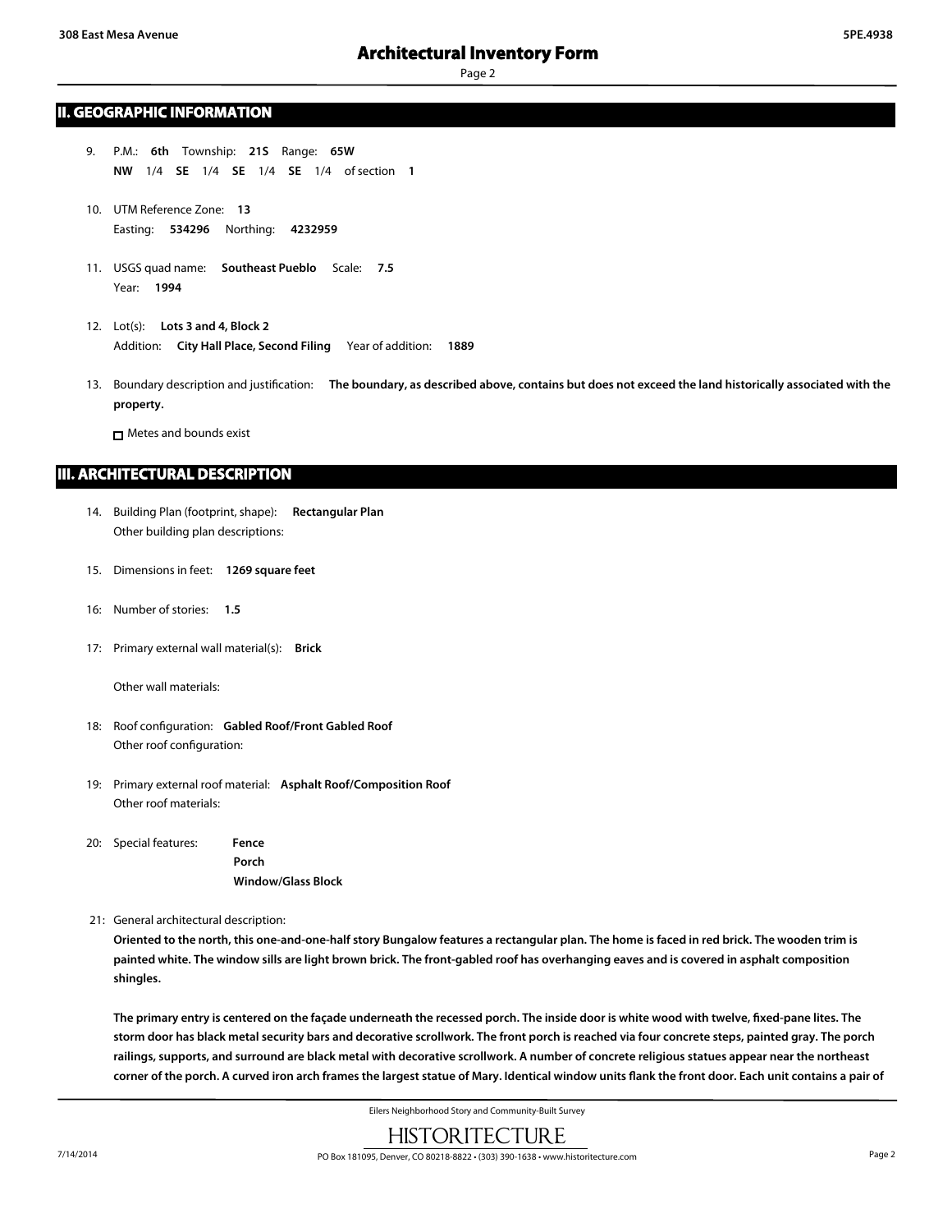## II. GEOGRAPHIC INFORMATION

9. P.M.: **6th** Township: **21S** Range: **65W**
   **NW** 1/4 **SE** 1/4 **SE** 1/4 **SE** 1/4 of section **1**

10. UTM Reference Zone: **13**
    Easting: **534296** Northing: **4232959**

11. USGS quad name: **Southeast Pueblo** Scale: **7.5**
    Year: **1994**

12. Lot(s): **Lots 3 and 4, Block 2**
    Addition: **City Hall Place, Second Filing** Year of addition: **1889**

13. Boundary description and justification: **The boundary, as described above, contains but does not exceed the land historically associated with the property.**

    ☐ Metes and bounds exist

## III. ARCHITECTURAL DESCRIPTION

14. Building Plan (footprint, shape): **Rectangular Plan**
    Other building plan descriptions:

15. Dimensions in feet: **1269 square feet**

16: Number of stories: **1.5**

17: Primary external wall material(s): **Brick**

    Other wall materials:

18: Roof configuration: **Gabled Roof/Front Gabled Roof**
    Other roof configuration:

19: Primary external roof material: **Asphalt Roof/Composition Roof**
    Other roof materials:

20: Special features: **Fence**
    **Porch**
    **Window/Glass Block**

21: General architectural description:

**Oriented to the north, this one-and-one-half story Bungalow features a rectangular plan. The home is faced in red brick. The wooden trim is painted white. The window sills are light brown brick. The front-gabled roof has overhanging eaves and is covered in asphalt composition shingles.**

**The primary entry is centered on the façade underneath the recessed porch. The inside door is white wood with twelve, fixed-pane lites. The storm door has black metal security bars and decorative scrollwork. The front porch is reached via four concrete steps, painted gray. The porch railings, supports, and surround are black metal with decorative scrollwork. A number of concrete religious statues appear near the northeast corner of the porch. A curved iron arch frames the largest statue of Mary. Identical window units flank the front door. Each unit contains a pair of**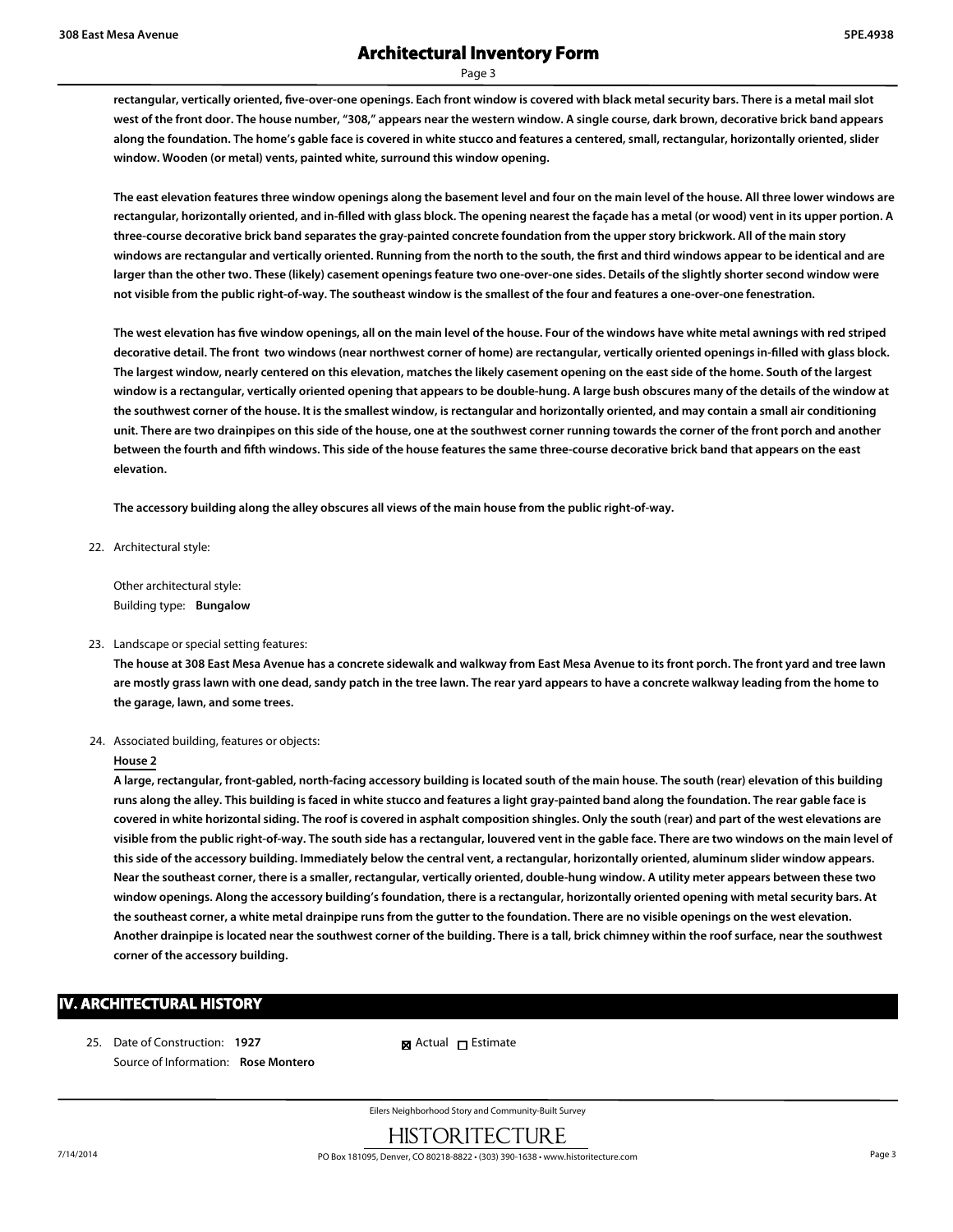rectangular, vertically oriented, five-over-one openings. Each front window is covered with black metal security bars. There is a metal mail slot west of the front door. The house number, "308," appears near the western window. A single course, dark brown, decorative brick band appears along the foundation. The home's gable face is covered in white stucco and features a centered, small, rectangular, horizontally oriented, slider window. Wooden (or metal) vents, painted white, surround this window opening.

The east elevation features three window openings along the basement level and four on the main level of the house. All three lower windows are rectangular, horizontally oriented, and in-filled with glass block. The opening nearest the façade has a metal (or wood) vent in its upper portion. A three-course decorative brick band separates the gray-painted concrete foundation from the upper story brickwork. All of the main story windows are rectangular and vertically oriented. Running from the north to the south, the first and third windows appear to be identical and are larger than the other two. These (likely) casement openings feature two one-over-one sides. Details of the slightly shorter second window were not visible from the public right-of-way. The southeast window is the smallest of the four and features a one-over-one fenestration.

The west elevation has five window openings, all on the main level of the house. Four of the windows have white metal awnings with red striped decorative detail. The front two windows (near northwest corner of home) are rectangular, vertically oriented openings in-filled with glass block. The largest window, nearly centered on this elevation, matches the likely casement opening on the east side of the home. South of the largest window is a rectangular, vertically oriented opening that appears to be double-hung. A large bush obscures many of the details of the window at the southwest corner of the house. It is the smallest window, is rectangular and horizontally oriented, and may contain a small air conditioning unit. There are two drainpipes on this side of the house, one at the southwest corner running towards the corner of the front porch and another between the fourth and fifth windows. This side of the house features the same three-course decorative brick band that appears on the east elevation.

The accessory building along the alley obscures all views of the main house from the public right-of-way.

22. Architectural style:

    Other architectural style:
    Building type: **Bungalow**

23. Landscape or special setting features:

    **The house at 308 East Mesa Avenue has a concrete sidewalk and walkway from East Mesa Avenue to its front porch. The front yard and tree lawn are mostly grass lawn with one dead, sandy patch in the tree lawn. The rear yard appears to have a concrete walkway leading from the home to the garage, lawn, and some trees.**

24. Associated building, features or objects:

    **House 2**

    **A large, rectangular, front-gabled, north-facing accessory building is located south of the main house. The south (rear) elevation of this building runs along the alley. This building is faced in white stucco and features a light gray-painted band along the foundation. The rear gable face is covered in white horizontal siding. The roof is covered in asphalt composition shingles. Only the south (rear) and part of the west elevations are visible from the public right-of-way. The south side has a rectangular, louvered vent in the gable face. There are two windows on the main level of this side of the accessory building. Immediately below the central vent, a rectangular, horizontally oriented, aluminum slider window appears. Near the southeast corner, there is a smaller, rectangular, vertically oriented, double-hung window. A utility meter appears between these two window openings. Along the accessory building's foundation, there is a rectangular, horizontally oriented opening with metal security bars. At the southeast corner, a white metal drainpipe runs from the gutter to the foundation. There are no visible openings on the west elevation. Another drainpipe is located near the southwest corner of the building. There is a tall, brick chimney within the roof surface, near the southwest corner of the accessory building.**

## IV. ARCHITECTURAL HISTORY

25. Date of Construction: **1927** ☒ Actual ☐ Estimate

    Source of Information: **Rose Montero**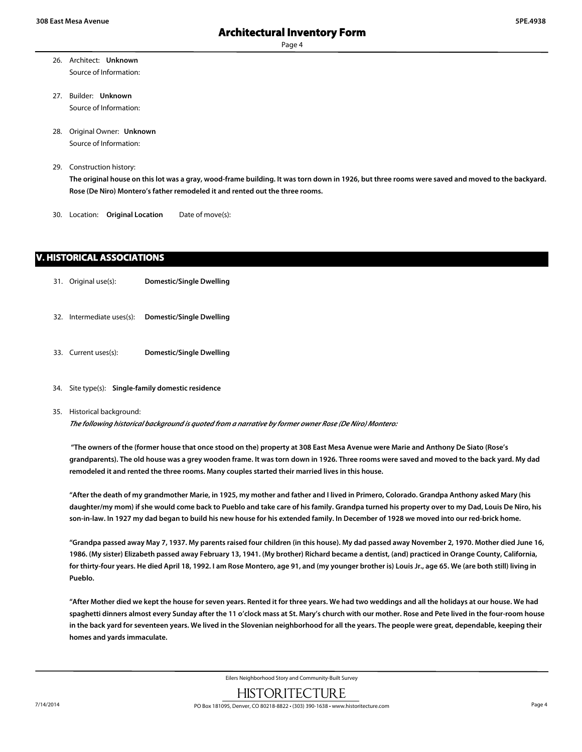26. Architect: **Unknown**
    Source of Information:

27. Builder: **Unknown**
    Source of Information:

28. Original Owner: **Unknown**
    Source of Information:

29. Construction history:
    **The original house on this lot was a gray, wood-frame building. It was torn down in 1926, but three rooms were saved and moved to the backyard. Rose (De Niro) Montero's father remodeled it and rented out the three rooms.**

30. Location: **Original Location** Date of move(s):

## V. HISTORICAL ASSOCIATIONS

31. Original use(s): **Domestic/Single Dwelling**

32. Intermediate uses(s): **Domestic/Single Dwelling**

33. Current uses(s): **Domestic/Single Dwelling**

34. Site type(s): **Single-family domestic residence**

35. Historical background:
    ***The following historical background is quoted from a narrative by former owner Rose (De Niro) Montero:***

    **"The owners of the (former house that once stood on the) property at 308 East Mesa Avenue were Marie and Anthony De Siato (Rose's grandparents). The old house was a grey wooden frame. It was torn down in 1926. Three rooms were saved and moved to the back yard. My dad remodeled it and rented the three rooms. Many couples started their married lives in this house.**

    **"After the death of my grandmother Marie, in 1925, my mother and father and I lived in Primero, Colorado. Grandpa Anthony asked Mary (his daughter/my mom) if she would come back to Pueblo and take care of his family. Grandpa turned his property over to my Dad, Louis De Niro, his son-in-law. In 1927 my dad began to build his new house for his extended family. In December of 1928 we moved into our red-brick home.**

    **"Grandpa passed away May 7, 1937. My parents raised four children (in this house). My dad passed away November 2, 1970. Mother died June 16, 1986. (My sister) Elizabeth passed away February 13, 1941. (My brother) Richard became a dentist, (and) practiced in Orange County, California, for thirty-four years. He died April 18, 1992. I am Rose Montero, age 91, and (my younger brother is) Louis Jr., age 65. We (are both still) living in Pueblo.**

    **"After Mother died we kept the house for seven years. Rented it for three years. We had two weddings and all the holidays at our house. We had spaghetti dinners almost every Sunday after the 11 o'clock mass at St. Mary's church with our mother. Rose and Pete lived in the four-room house in the back yard for seventeen years. We lived in the Slovenian neighborhood for all the years. The people were great, dependable, keeping their homes and yards immaculate.**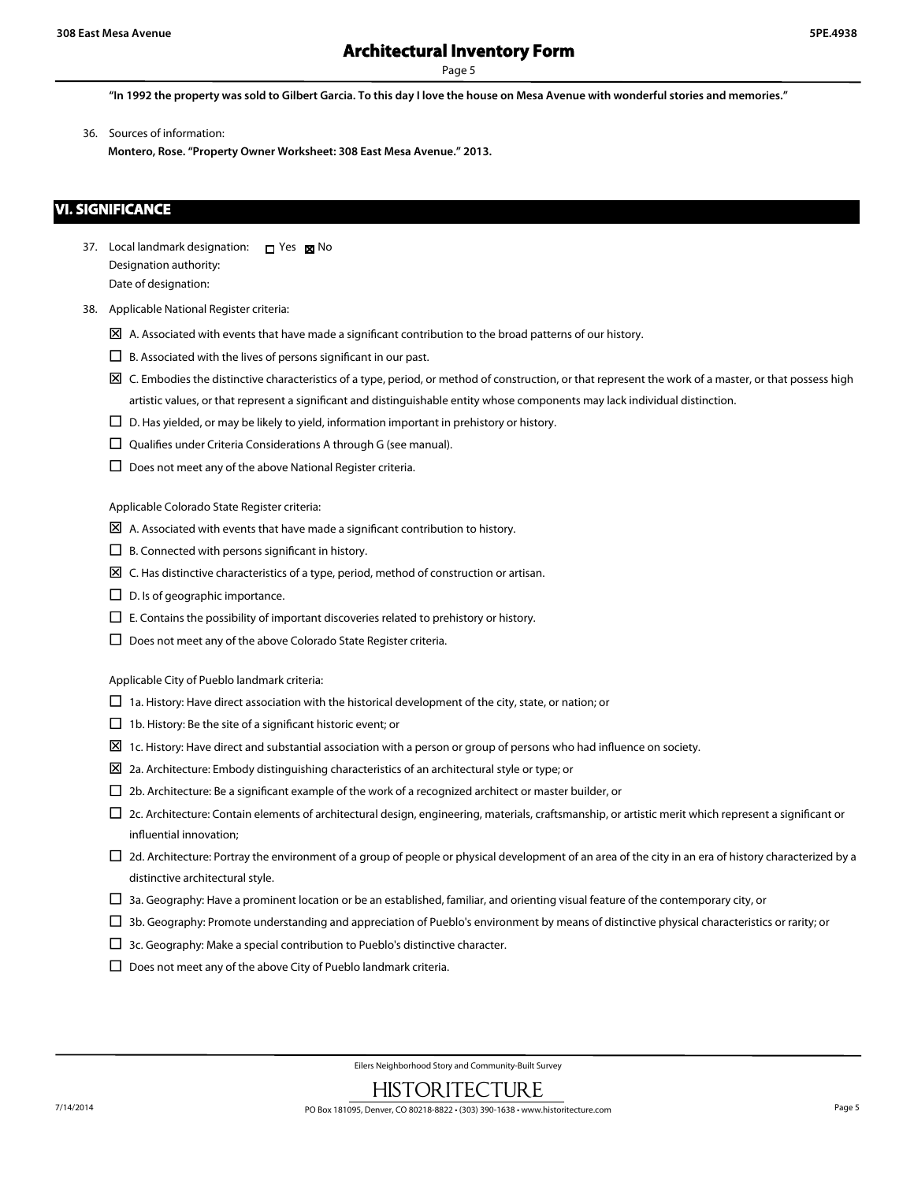**"In 1992 the property was sold to Gilbert Garcia. To this day I love the house on Mesa Avenue with wonderful stories and memories."**

36. Sources of information:

    **Montero, Rose. "Property Owner Worksheet: 308 East Mesa Avenue." 2013.**

## VI. SIGNIFICANCE

37. Local landmark designation: ☐ Yes ☒ No

    Designation authority:

    Date of designation:

38. Applicable National Register criteria:

    ☒ A. Associated with events that have made a significant contribution to the broad patterns of our history.

    ☐ B. Associated with the lives of persons significant in our past.

    ☒ C. Embodies the distinctive characteristics of a type, period, or method of construction, or that represent the work of a master, or that possess high artistic values, or that represent a significant and distinguishable entity whose components may lack individual distinction.

    ☐ D. Has yielded, or may be likely to yield, information important in prehistory or history.

    ☐ Qualifies under Criteria Considerations A through G (see manual).

    ☐ Does not meet any of the above National Register criteria.

    Applicable Colorado State Register criteria:

    ☒ A. Associated with events that have made a significant contribution to history.

    ☐ B. Connected with persons significant in history.

    ☒ C. Has distinctive characteristics of a type, period, method of construction or artisan.

    ☐ D. Is of geographic importance.

    ☐ E. Contains the possibility of important discoveries related to prehistory or history.

    ☐ Does not meet any of the above Colorado State Register criteria.

    Applicable City of Pueblo landmark criteria:

    ☐ 1a. History: Have direct association with the historical development of the city, state, or nation; or

    ☐ 1b. History: Be the site of a significant historic event; or

    ☒ 1c. History: Have direct and substantial association with a person or group of persons who had influence on society.

    ☒ 2a. Architecture: Embody distinguishing characteristics of an architectural style or type; or

    ☐ 2b. Architecture: Be a significant example of the work of a recognized architect or master builder, or

    ☐ 2c. Architecture: Contain elements of architectural design, engineering, materials, craftsmanship, or artistic merit which represent a significant or influential innovation;

    ☐ 2d. Architecture: Portray the environment of a group of people or physical development of an area of the city in an era of history characterized by a distinctive architectural style.

    ☐ 3a. Geography: Have a prominent location or be an established, familiar, and orienting visual feature of the contemporary city, or

    ☐ 3b. Geography: Promote understanding and appreciation of Pueblo's environment by means of distinctive physical characteristics or rarity; or

    ☐ 3c. Geography: Make a special contribution to Pueblo's distinctive character.

    ☐ Does not meet any of the above City of Pueblo landmark criteria.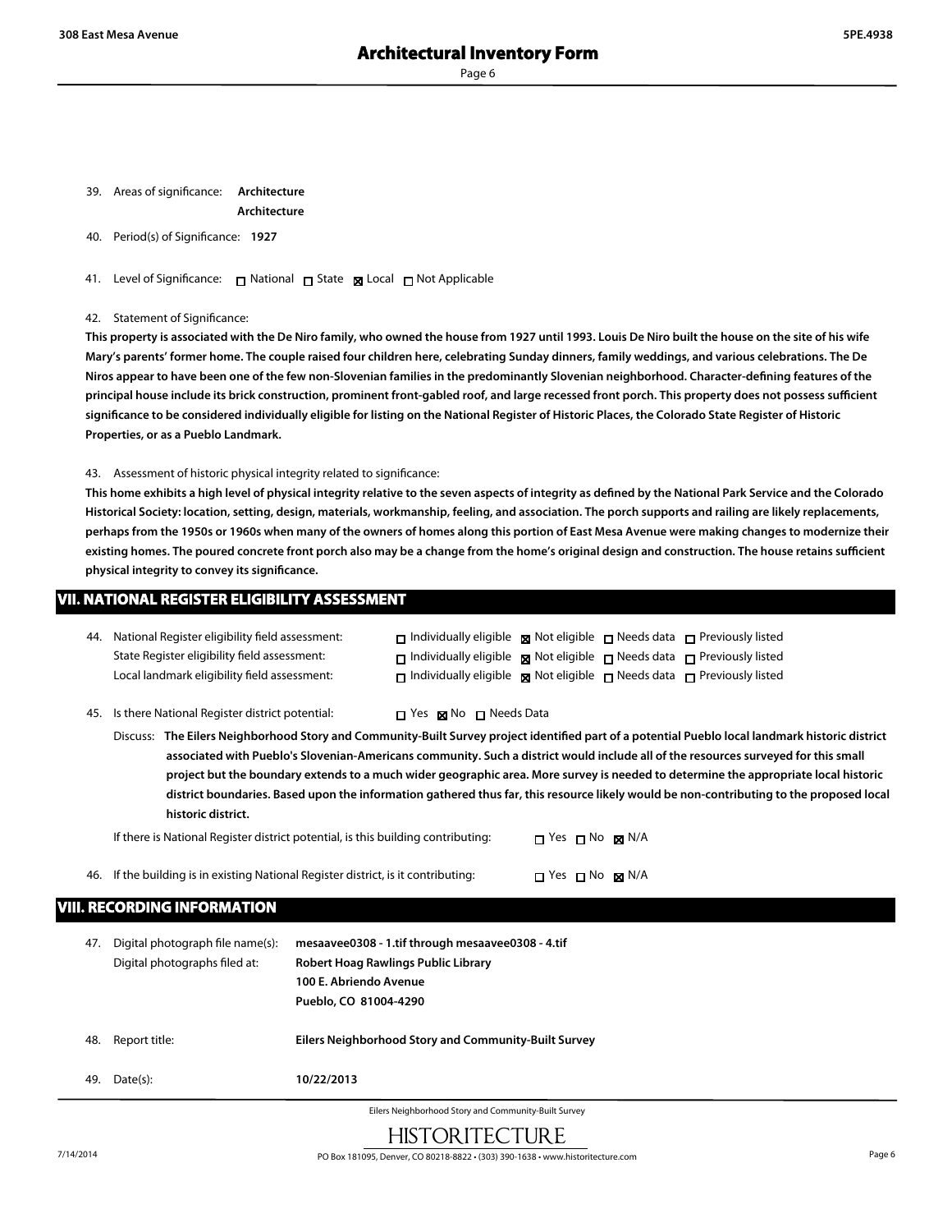39. Areas of significance: **Architecture**
**Architecture**

40. Period(s) of Significance: **1927**

41. Level of Significance: ☐ National ☐ State ☒ Local ☐ Not Applicable

42. Statement of Significance:

**This property is associated with the De Niro family, who owned the house from 1927 until 1993. Louis De Niro built the house on the site of his wife Mary's parents' former home. The couple raised four children here, celebrating Sunday dinners, family weddings, and various celebrations. The De Niros appear to have been one of the few non-Slovenian families in the predominantly Slovenian neighborhood. Character-defining features of the principal house include its brick construction, prominent front-gabled roof, and large recessed front porch. This property does not possess sufficient significance to be considered individually eligible for listing on the National Register of Historic Places, the Colorado State Register of Historic Properties, or as a Pueblo Landmark.**

43. Assessment of historic physical integrity related to significance:

**This home exhibits a high level of physical integrity relative to the seven aspects of integrity as defined by the National Park Service and the Colorado Historical Society: location, setting, design, materials, workmanship, feeling, and association. The porch supports and railing are likely replacements, perhaps from the 1950s or 1960s when many of the owners of homes along this portion of East Mesa Avenue were making changes to modernize their existing homes. The poured concrete front porch also may be a change from the home's original design and construction. The house retains sufficient physical integrity to convey its significance.**

## VII. NATIONAL REGISTER ELIGIBILITY ASSESSMENT

44. National Register eligibility field assessment: ☐ Individually eligible ☒ Not eligible ☐ Needs data ☐ Previously listed
State Register eligibility field assessment: ☐ Individually eligible ☒ Not eligible ☐ Needs data ☐ Previously listed
Local landmark eligibility field assessment: ☐ Individually eligible ☒ Not eligible ☐ Needs data ☐ Previously listed

45. Is there National Register district potential: ☐ Yes ☒ No ☐ Needs Data

Discuss: **The Eilers Neighborhood Story and Community-Built Survey project identified part of a potential Pueblo local landmark historic district associated with Pueblo's Slovenian-Americans community. Such a district would include all of the resources surveyed for this small project but the boundary extends to a much wider geographic area. More survey is needed to determine the appropriate local historic district boundaries. Based upon the information gathered thus far, this resource likely would be non-contributing to the proposed local historic district.**

If there is National Register district potential, is this building contributing: ☐ Yes ☐ No ☒ N/A

46. If the building is in existing National Register district, is it contributing: ☐ Yes ☐ No ☒ N/A

## VIII. RECORDING INFORMATION

47. Digital photograph file name(s): **mesaavee0308 - 1.tif through mesaavee0308 - 4.tif**
Digital photographs filed at: **Robert Hoag Rawlings Public Library**
**100 E. Abriendo Avenue**
**Pueblo, CO 81004-4290**

48. Report title: **Eilers Neighborhood Story and Community-Built Survey**

49. Date(s): **10/22/2013**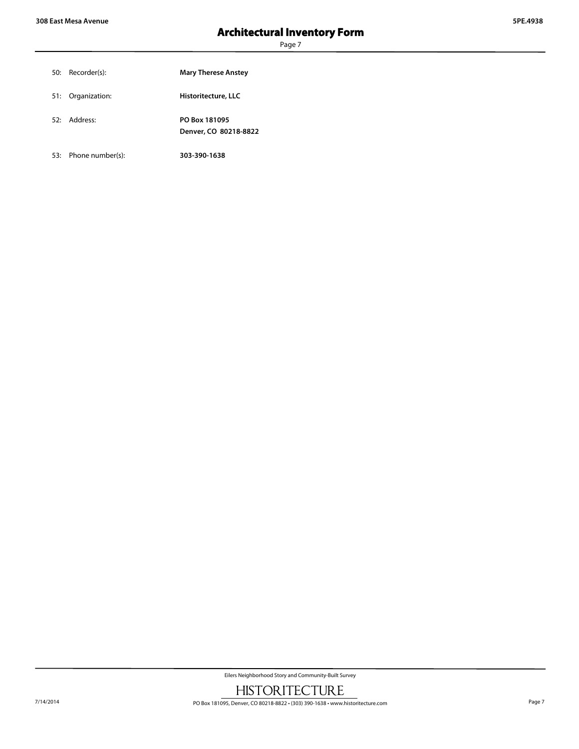50: Recorder(s): **Mary Therese Anstey**

51: Organization: **Historitecture, LLC**

52: Address: **PO Box 181095**
**Denver, CO 80218-8822**

53: Phone number(s): **303-390-1638**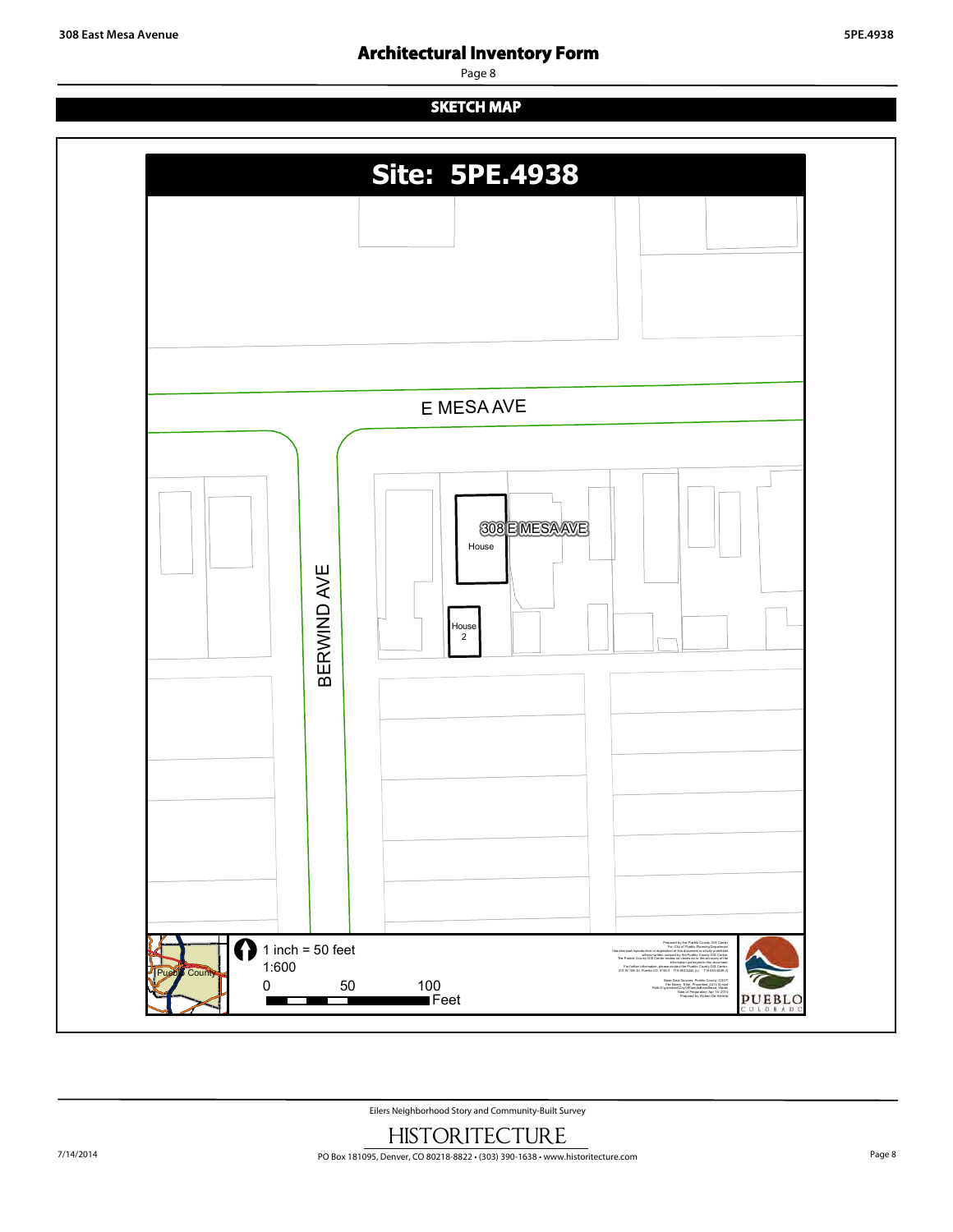## SKETCH MAP

**Site: 5PE.4938**

E MESA AVE

BERWIND AVE

308 E MESA AVE

House

House 2

Pueblo County

1 inch = 50 feet

1:600

0 50 100 Feet

PUEBLO COLORADO

Eilers Neighborhood Story and Community-Built Survey

HISTORITECTURE

PO Box 181095, Denver, CO 80218-8822 • (303) 390-1638 • www.historitecture.com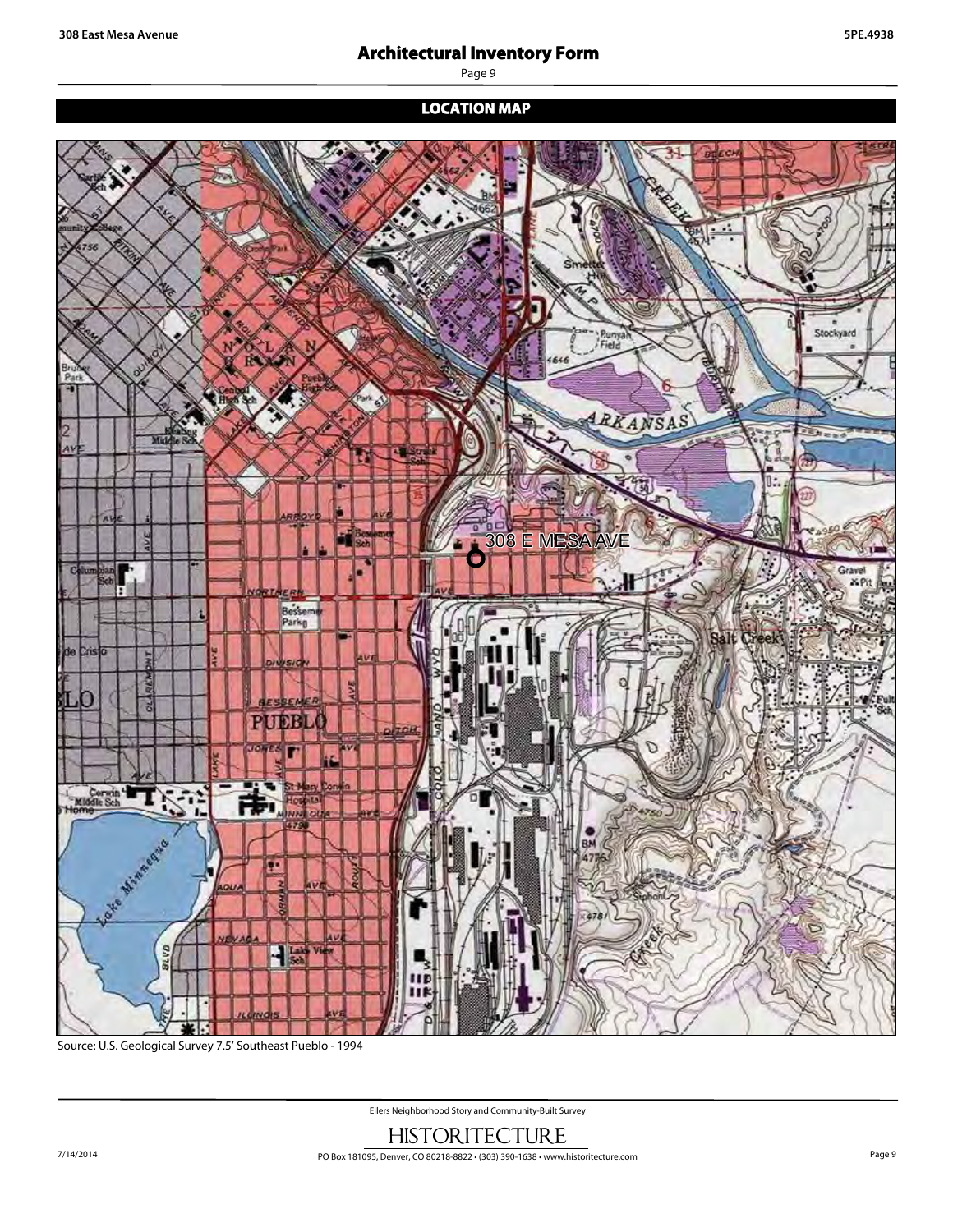## LOCATION MAP

308 E MESA AVE

Source: U.S. Geological Survey 7.5' Southeast Pueblo - 1994